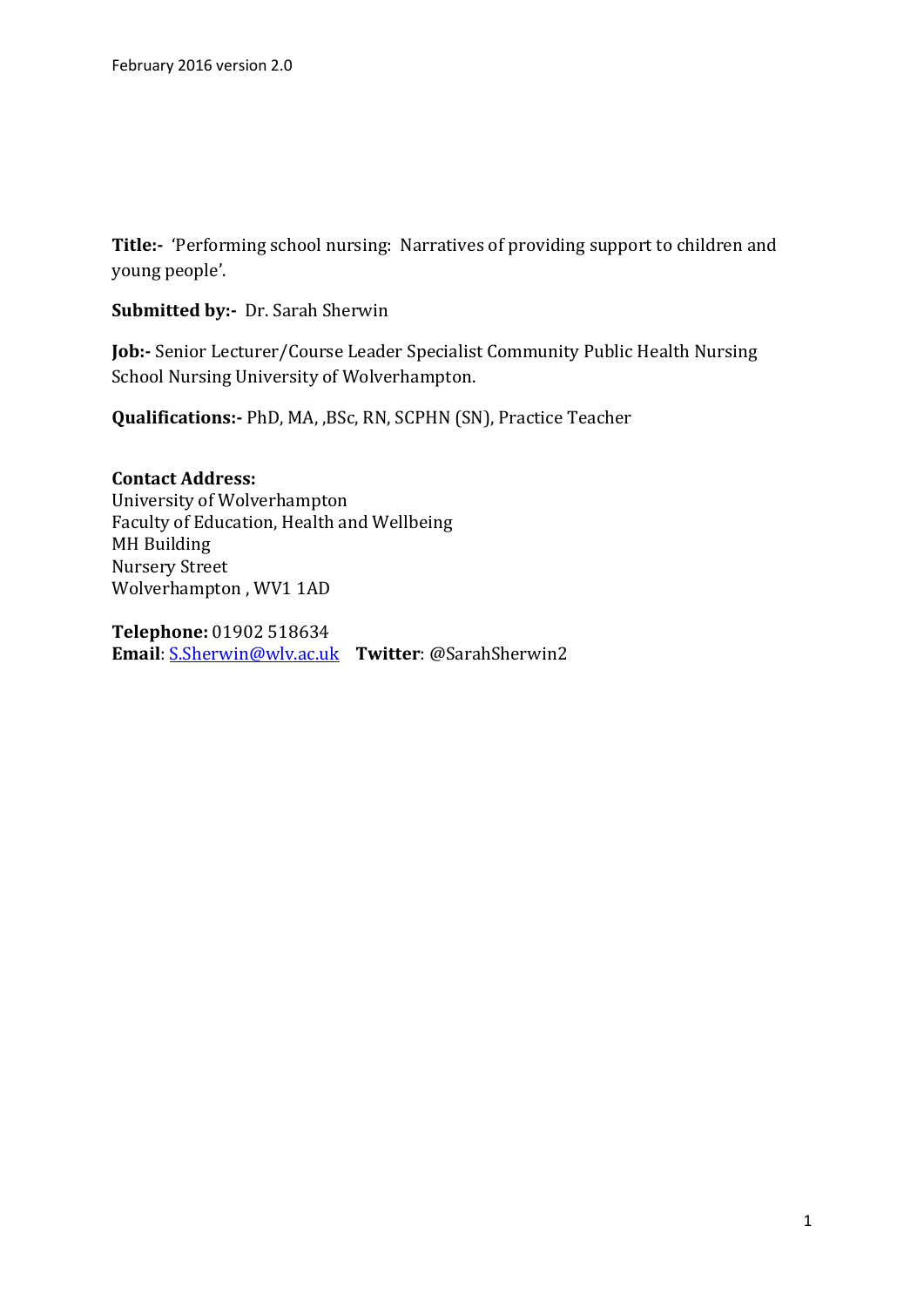February 2016 version 2.0

**Title:-** 'Performing school nursing: Narratives of providing support to children and young people'.

**Submitted by:-** Dr. Sarah Sherwin

**Job:-** Senior Lecturer/Course Leader Specialist Community Public Health Nursing School Nursing University of Wolverhampton.

**Qualifications:-** PhD, MA, ,BSc, RN, SCPHN (SN), Practice Teacher

**Contact Address:**
University of Wolverhampton
Faculty of Education, Health and Wellbeing
MH Building
Nursery Street
Wolverhampton , WV1 1AD

**Telephone:** 01902 518634
**Email**: S.Sherwin@wlv.ac.uk **Twitter**: @SarahSherwin2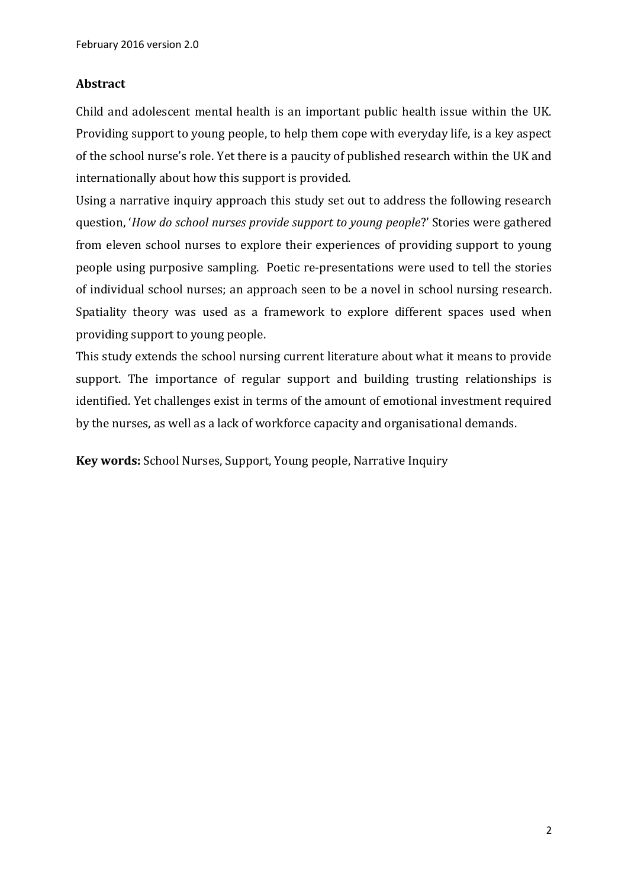## Abstract

Child and adolescent mental health is an important public health issue within the UK. Providing support to young people, to help them cope with everyday life, is a key aspect of the school nurse's role. Yet there is a paucity of published research within the UK and internationally about how this support is provided.

Using a narrative inquiry approach this study set out to address the following research question, '*How do school nurses provide support to young people*?' Stories were gathered from eleven school nurses to explore their experiences of providing support to young people using purposive sampling. Poetic re-presentations were used to tell the stories of individual school nurses; an approach seen to be a novel in school nursing research. Spatiality theory was used as a framework to explore different spaces used when providing support to young people.

This study extends the school nursing current literature about what it means to provide support. The importance of regular support and building trusting relationships is identified. Yet challenges exist in terms of the amount of emotional investment required by the nurses, as well as a lack of workforce capacity and organisational demands.

**Key words:** School Nurses, Support, Young people, Narrative Inquiry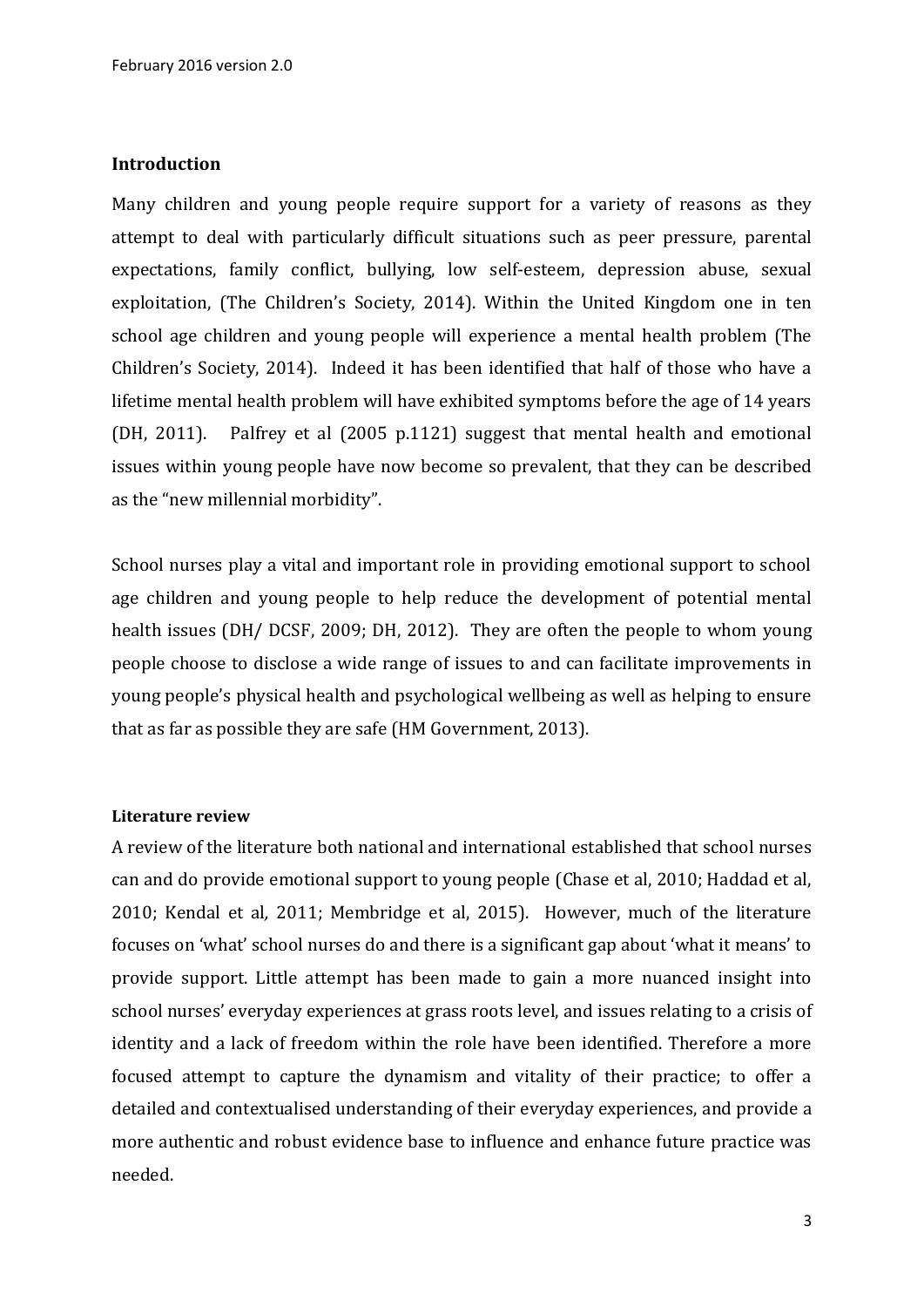## Introduction

Many children and young people require support for a variety of reasons as they attempt to deal with particularly difficult situations such as peer pressure, parental expectations, family conflict, bullying, low self-esteem, depression abuse, sexual exploitation, (The Children's Society, 2014). Within the United Kingdom one in ten school age children and young people will experience a mental health problem (The Children's Society, 2014). Indeed it has been identified that half of those who have a lifetime mental health problem will have exhibited symptoms before the age of 14 years (DH, 2011). Palfrey et al (2005 p.1121) suggest that mental health and emotional issues within young people have now become so prevalent, that they can be described as the "new millennial morbidity".

School nurses play a vital and important role in providing emotional support to school age children and young people to help reduce the development of potential mental health issues (DH/ DCSF, 2009; DH, 2012). They are often the people to whom young people choose to disclose a wide range of issues to and can facilitate improvements in young people's physical health and psychological wellbeing as well as helping to ensure that as far as possible they are safe (HM Government, 2013).

### Literature review

A review of the literature both national and international established that school nurses can and do provide emotional support to young people (Chase et al, 2010; Haddad et al, 2010; Kendal et al, 2011; Membridge et al, 2015). However, much of the literature focuses on 'what' school nurses do and there is a significant gap about 'what it means' to provide support. Little attempt has been made to gain a more nuanced insight into school nurses' everyday experiences at grass roots level, and issues relating to a crisis of identity and a lack of freedom within the role have been identified. Therefore a more focused attempt to capture the dynamism and vitality of their practice; to offer a detailed and contextualised understanding of their everyday experiences, and provide a more authentic and robust evidence base to influence and enhance future practice was needed.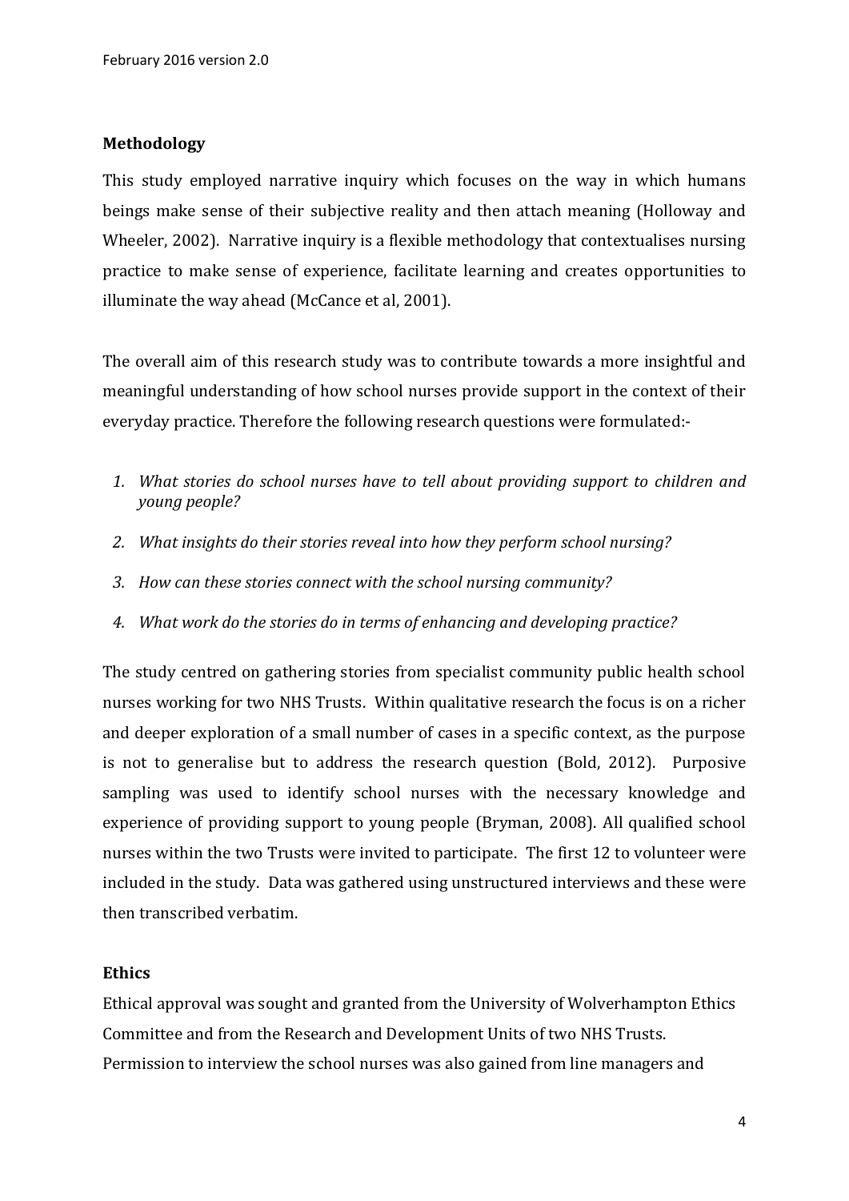## Methodology

This study employed narrative inquiry which focuses on the way in which humans beings make sense of their subjective reality and then attach meaning (Holloway and Wheeler, 2002). Narrative inquiry is a flexible methodology that contextualises nursing practice to make sense of experience, facilitate learning and creates opportunities to illuminate the way ahead (McCance et al, 2001).

The overall aim of this research study was to contribute towards a more insightful and meaningful understanding of how school nurses provide support in the context of their everyday practice. Therefore the following research questions were formulated:-

1. *What stories do school nurses have to tell about providing support to children and young people?*
2. *What insights do their stories reveal into how they perform school nursing?*
3. *How can these stories connect with the school nursing community?*
4. *What work do the stories do in terms of enhancing and developing practice?*

The study centred on gathering stories from specialist community public health school nurses working for two NHS Trusts. Within qualitative research the focus is on a richer and deeper exploration of a small number of cases in a specific context, as the purpose is not to generalise but to address the research question (Bold, 2012). Purposive sampling was used to identify school nurses with the necessary knowledge and experience of providing support to young people (Bryman, 2008). All qualified school nurses within the two Trusts were invited to participate. The first 12 to volunteer were included in the study. Data was gathered using unstructured interviews and these were then transcribed verbatim.

## Ethics

Ethical approval was sought and granted from the University of Wolverhampton Ethics Committee and from the Research and Development Units of two NHS Trusts. Permission to interview the school nurses was also gained from line managers and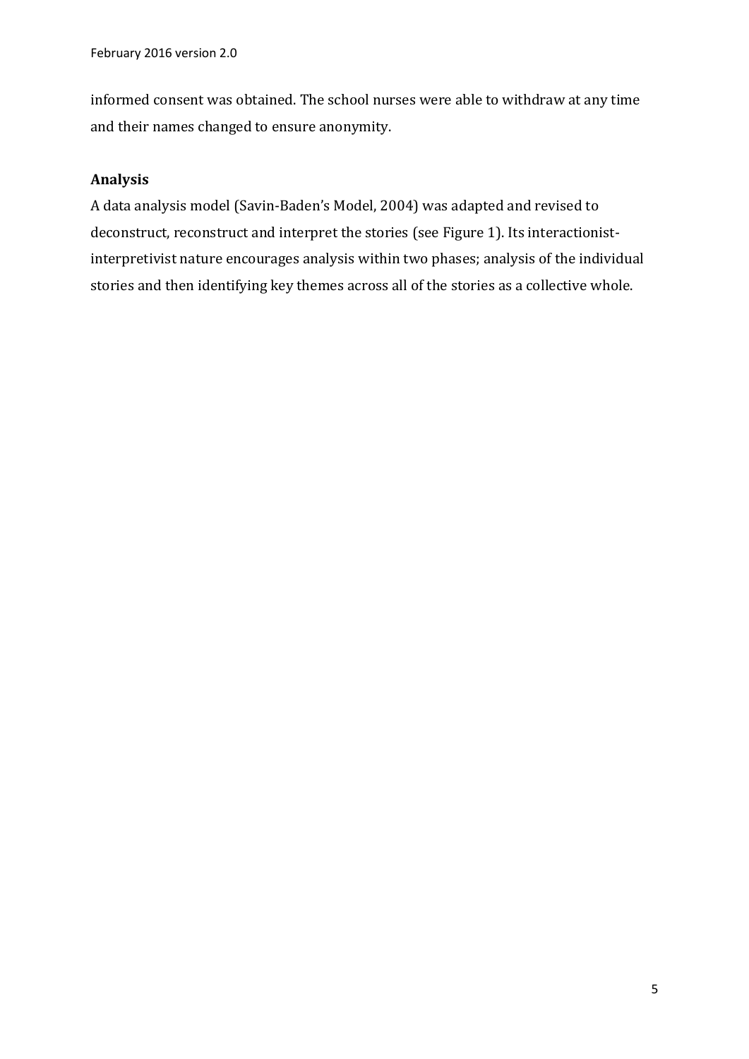informed consent was obtained. The school nurses were able to withdraw at any time and their names changed to ensure anonymity.

## Analysis

A data analysis model (Savin-Baden's Model, 2004) was adapted and revised to deconstruct, reconstruct and interpret the stories (see Figure 1). Its interactionist-interpretivist nature encourages analysis within two phases; analysis of the individual stories and then identifying key themes across all of the stories as a collective whole.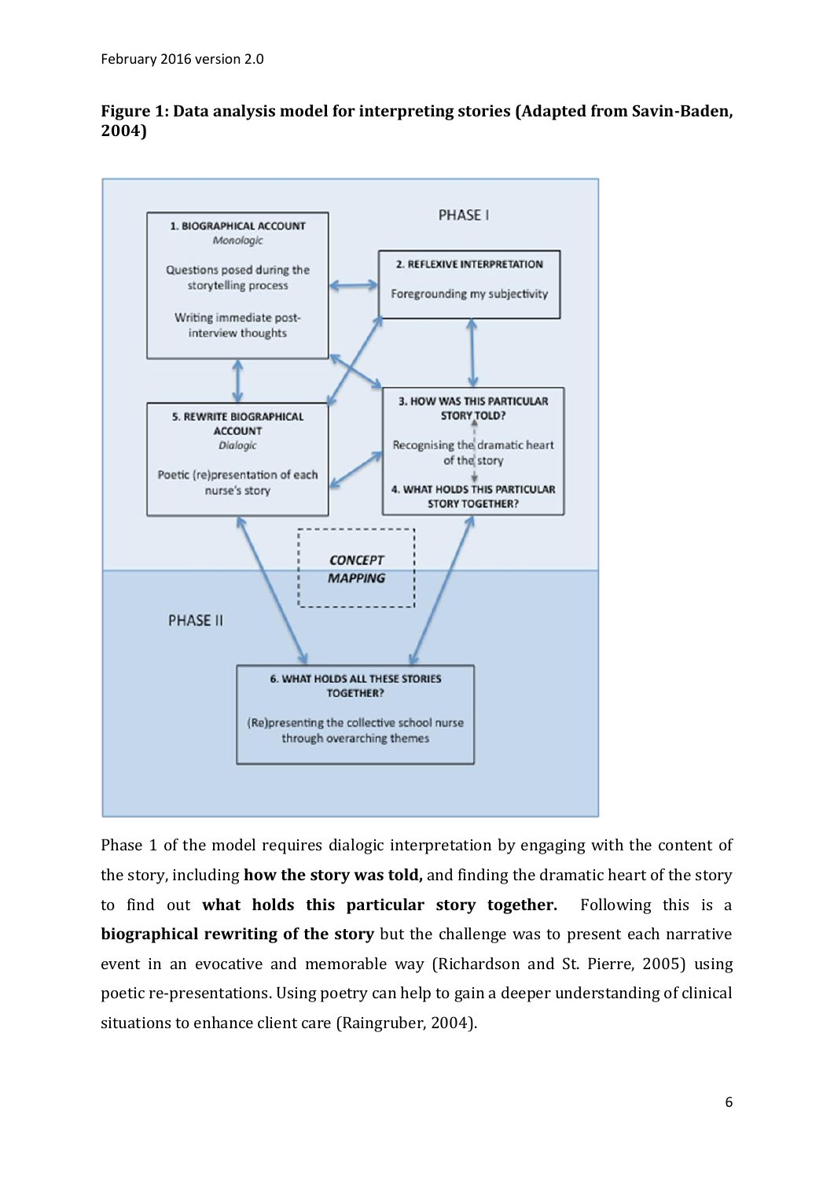**Figure 1: Data analysis model for interpreting stories (Adapted from Savin-Baden, 2004)**

PHASE I

**1. BIOGRAPHICAL ACCOUNT**
*Monologic*

Questions posed during the storytelling process

Writing immediate post-interview thoughts

**2. REFLEXIVE INTERPRETATION**

Foregrounding my subjectivity

**3. HOW WAS THIS PARTICULAR STORY TOLD?**

Recognising the dramatic heart of the story

**4. WHAT HOLDS THIS PARTICULAR STORY TOGETHER?**

**5. REWRITE BIOGRAPHICAL ACCOUNT**
*Dialogic*

Poetic (re)presentation of each nurse's story

***CONCEPT MAPPING***

PHASE II

**6. WHAT HOLDS ALL THESE STORIES TOGETHER?**

(Re)presenting the collective school nurse through overarching themes

Phase 1 of the model requires dialogic interpretation by engaging with the content of the story, including **how the story was told,** and finding the dramatic heart of the story to find out **what holds this particular story together.** Following this is a **biographical rewriting of the story** but the challenge was to present each narrative event in an evocative and memorable way (Richardson and St. Pierre, 2005) using poetic re-presentations. Using poetry can help to gain a deeper understanding of clinical situations to enhance client care (Raingruber, 2004).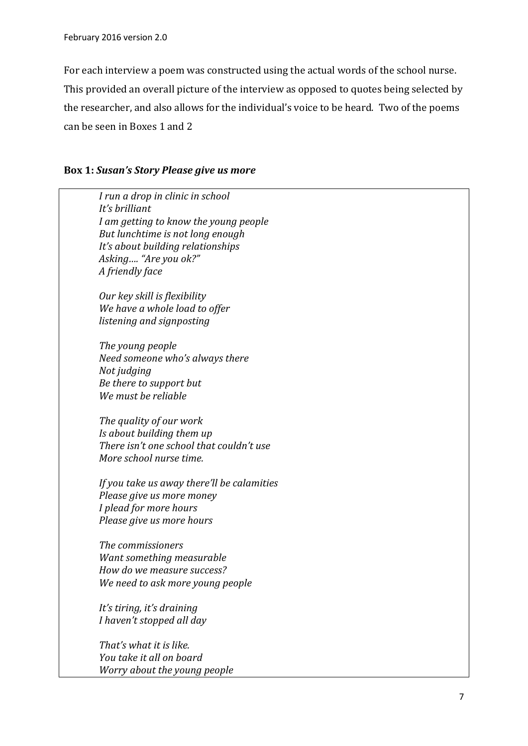For each interview a poem was constructed using the actual words of the school nurse. This provided an overall picture of the interview as opposed to quotes being selected by the researcher, and also allows for the individual's voice to be heard. Two of the poems can be seen in Boxes 1 and 2

**Box 1: *Susan's Story Please give us more***

*I run a drop in clinic in school*
*It's brilliant*
*I am getting to know the young people*
*But lunchtime is not long enough*
*It's about building relationships*
*Asking…. "Are you ok?"*
*A friendly face*

*Our key skill is flexibility*
*We have a whole load to offer*
*listening and signposting*

*The young people*
*Need someone who's always there*
*Not judging*
*Be there to support but*
*We must be reliable*

*The quality of our work*
*Is about building them up*
*There isn't one school that couldn't use*
*More school nurse time.*

*If you take us away there'll be calamities*
*Please give us more money*
*I plead for more hours*
*Please give us more hours*

*The commissioners*
*Want something measurable*
*How do we measure success?*
*We need to ask more young people*

*It's tiring, it's draining*
*I haven't stopped all day*

*That's what it is like.*
*You take it all on board*
*Worry about the young people*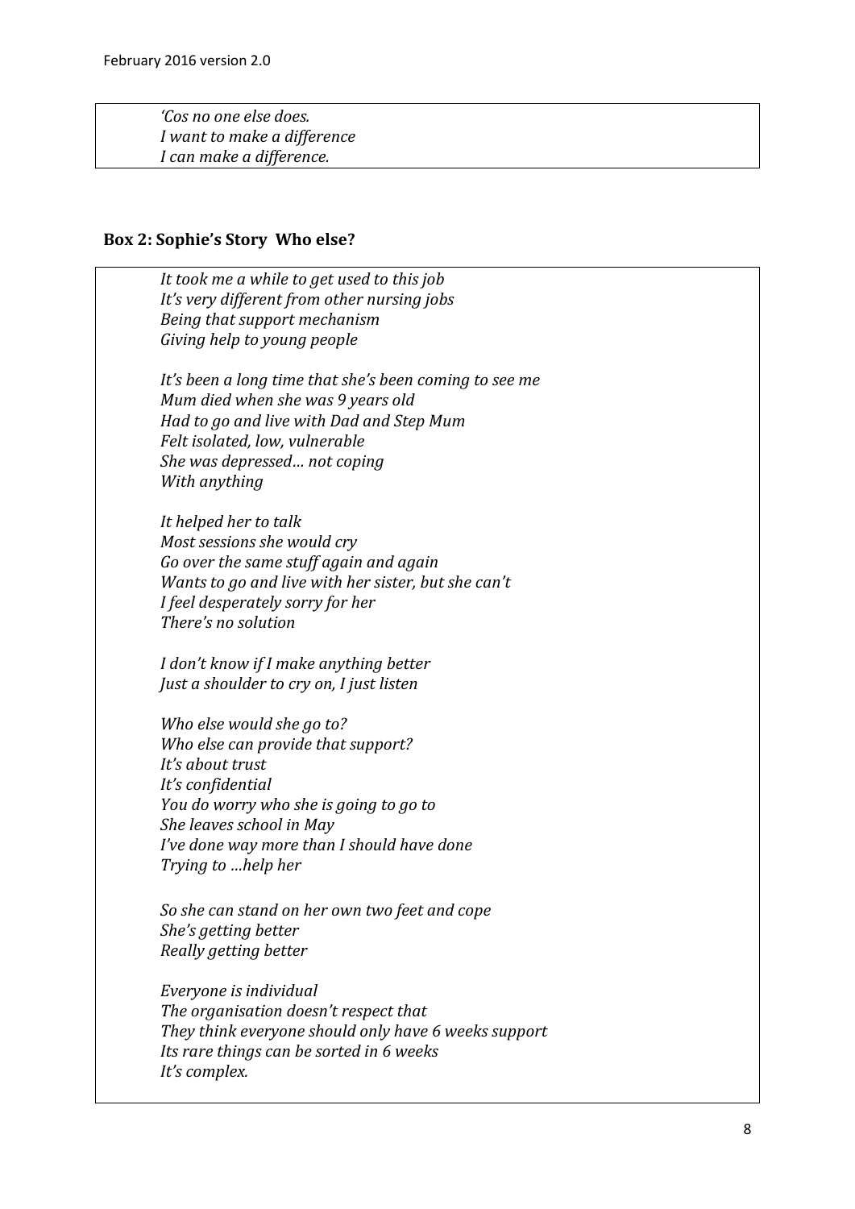*'Cos no one else does.*
*I want to make a difference*
*I can make a difference.*

**Box 2: Sophie's Story Who else?**

*It took me a while to get used to this job*
*It's very different from other nursing jobs*
*Being that support mechanism*
*Giving help to young people*

*It's been a long time that she's been coming to see me*
*Mum died when she was 9 years old*
*Had to go and live with Dad and Step Mum*
*Felt isolated, low, vulnerable*
*She was depressed… not coping*
*With anything*

*It helped her to talk*
*Most sessions she would cry*
*Go over the same stuff again and again*
*Wants to go and live with her sister, but she can't*
*I feel desperately sorry for her*
*There's no solution*

*I don't know if I make anything better*
*Just a shoulder to cry on, I just listen*

*Who else would she go to?*
*Who else can provide that support?*
*It's about trust*
*It's confidential*
*You do worry who she is going to go to*
*She leaves school in May*
*I've done way more than I should have done*
*Trying to …help her*

*So she can stand on her own two feet and cope*
*She's getting better*
*Really getting better*

*Everyone is individual*
*The organisation doesn't respect that*
*They think everyone should only have 6 weeks support*
*Its rare things can be sorted in 6 weeks*
*It's complex.*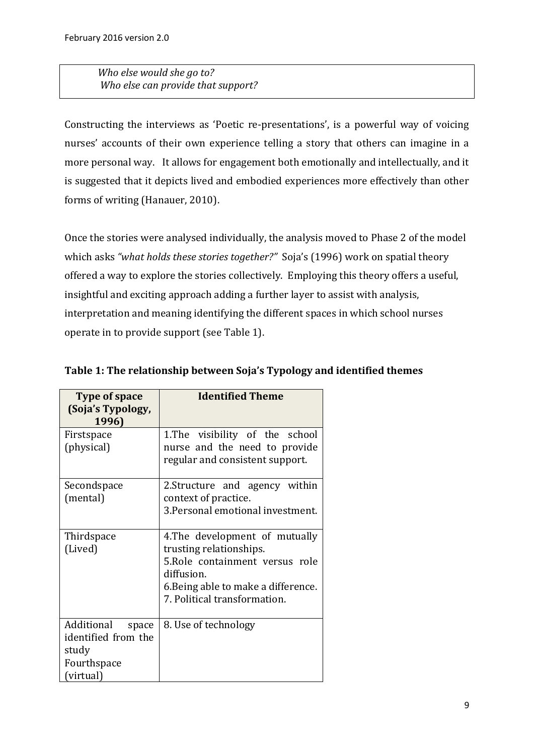*Who else would she go to?*  
*Who else can provide that support?*

Constructing the interviews as 'Poetic re-presentations', is a powerful way of voicing nurses' accounts of their own experience telling a story that others can imagine in a more personal way. It allows for engagement both emotionally and intellectually, and it is suggested that it depicts lived and embodied experiences more effectively than other forms of writing (Hanauer, 2010).

Once the stories were analysed individually, the analysis moved to Phase 2 of the model which asks *"what holds these stories together?"* Soja's (1996) work on spatial theory offered a way to explore the stories collectively. Employing this theory offers a useful, insightful and exciting approach adding a further layer to assist with analysis, interpretation and meaning identifying the different spaces in which school nurses operate in to provide support (see Table 1).

**Table 1: The relationship between Soja's Typology and identified themes**

| Type of space (Soja's Typology, 1996) | Identified Theme |
|---|---|
| Firstspace (physical) | 1.The visibility of the school nurse and the need to provide regular and consistent support. |
| Secondspace (mental) | 2.Structure and agency within context of practice.<br>3.Personal emotional investment. |
| Thirdspace (Lived) | 4.The development of mutually trusting relationships.<br>5.Role containment versus role diffusion.<br>6.Being able to make a difference.<br>7. Political transformation. |
| Additional space identified from the study Fourthspace (virtual) | 8. Use of technology |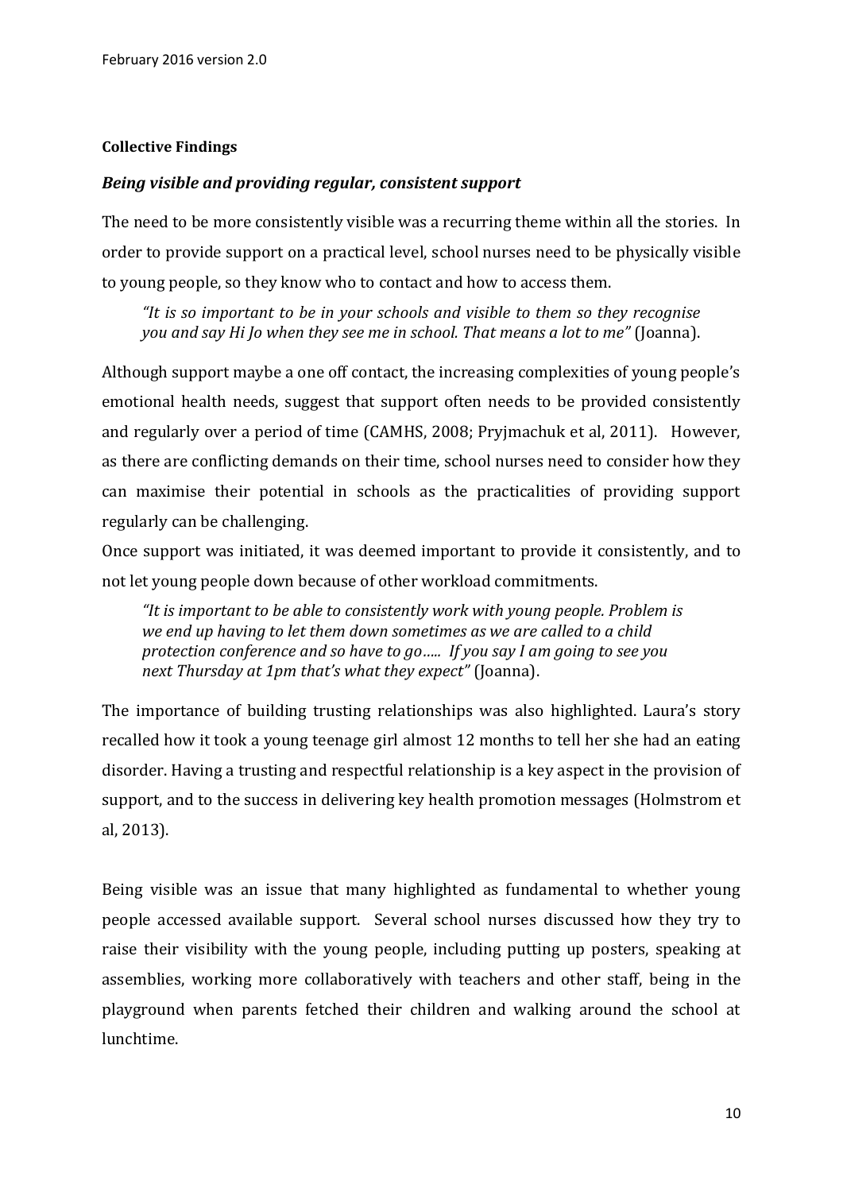**Collective Findings**

***Being visible and providing regular, consistent support***

The need to be more consistently visible was a recurring theme within all the stories. In order to provide support on a practical level, school nurses need to be physically visible to young people, so they know who to contact and how to access them.

> *"It is so important to be in your schools and visible to them so they recognise you and say Hi Jo when they see me in school. That means a lot to me"* (Joanna).

Although support maybe a one off contact, the increasing complexities of young people's emotional health needs, suggest that support often needs to be provided consistently and regularly over a period of time (CAMHS, 2008; Pryjmachuk et al, 2011). However, as there are conflicting demands on their time, school nurses need to consider how they can maximise their potential in schools as the practicalities of providing support regularly can be challenging.

Once support was initiated, it was deemed important to provide it consistently, and to not let young people down because of other workload commitments.

> *"It is important to be able to consistently work with young people. Problem is we end up having to let them down sometimes as we are called to a child protection conference and so have to go….. If you say I am going to see you next Thursday at 1pm that's what they expect"* (Joanna).

The importance of building trusting relationships was also highlighted. Laura's story recalled how it took a young teenage girl almost 12 months to tell her she had an eating disorder. Having a trusting and respectful relationship is a key aspect in the provision of support, and to the success in delivering key health promotion messages (Holmstrom et al, 2013).

Being visible was an issue that many highlighted as fundamental to whether young people accessed available support. Several school nurses discussed how they try to raise their visibility with the young people, including putting up posters, speaking at assemblies, working more collaboratively with teachers and other staff, being in the playground when parents fetched their children and walking around the school at lunchtime.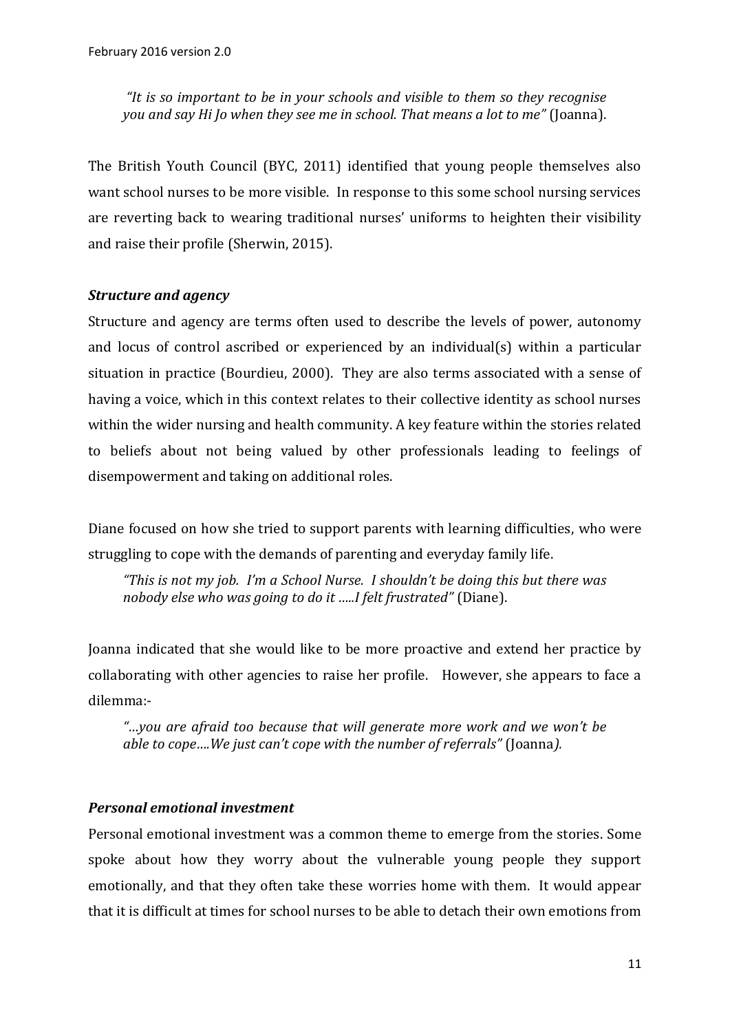*"It is so important to be in your schools and visible to them so they recognise you and say Hi Jo when they see me in school. That means a lot to me"* (Joanna).

The British Youth Council (BYC, 2011) identified that young people themselves also want school nurses to be more visible. In response to this some school nursing services are reverting back to wearing traditional nurses' uniforms to heighten their visibility and raise their profile (Sherwin, 2015).

***Structure and agency***

Structure and agency are terms often used to describe the levels of power, autonomy and locus of control ascribed or experienced by an individual(s) within a particular situation in practice (Bourdieu, 2000). They are also terms associated with a sense of having a voice, which in this context relates to their collective identity as school nurses within the wider nursing and health community. A key feature within the stories related to beliefs about not being valued by other professionals leading to feelings of disempowerment and taking on additional roles.

Diane focused on how she tried to support parents with learning difficulties, who were struggling to cope with the demands of parenting and everyday family life.

*"This is not my job. I'm a School Nurse. I shouldn't be doing this but there was nobody else who was going to do it .....I felt frustrated"* (Diane).

Joanna indicated that she would like to be more proactive and extend her practice by collaborating with other agencies to raise her profile. However, she appears to face a dilemma:-

*"...you are afraid too because that will generate more work and we won't be able to cope....We just can't cope with the number of referrals"* (Joanna*).*

***Personal emotional investment***

Personal emotional investment was a common theme to emerge from the stories. Some spoke about how they worry about the vulnerable young people they support emotionally, and that they often take these worries home with them. It would appear that it is difficult at times for school nurses to be able to detach their own emotions from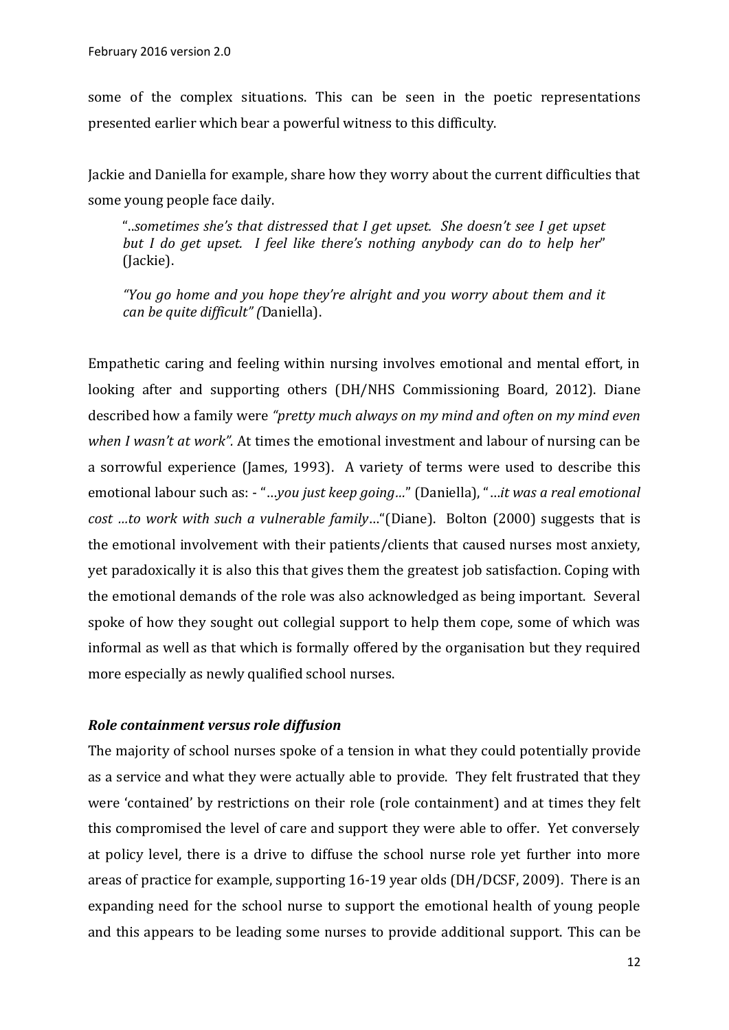some of the complex situations. This can be seen in the poetic representations presented earlier which bear a powerful witness to this difficulty.

Jackie and Daniella for example, share how they worry about the current difficulties that some young people face daily.

> "..*sometimes she's that distressed that I get upset. She doesn't see I get upset but I do get upset. I feel like there's nothing anybody can do to help her*" (Jackie).
>
> *"You go home and you hope they're alright and you worry about them and it can be quite difficult" (*Daniella).

Empathetic caring and feeling within nursing involves emotional and mental effort, in looking after and supporting others (DH/NHS Commissioning Board, 2012). Diane described how a family were *"pretty much always on my mind and often on my mind even when I wasn't at work"*. At times the emotional investment and labour of nursing can be a sorrowful experience (James, 1993). A variety of terms were used to describe this emotional labour such as: - "…*you just keep going…*" (Daniella), "…*it was a real emotional cost …to work with such a vulnerable family*…"(Diane). Bolton (2000) suggests that is the emotional involvement with their patients/clients that caused nurses most anxiety, yet paradoxically it is also this that gives them the greatest job satisfaction. Coping with the emotional demands of the role was also acknowledged as being important. Several spoke of how they sought out collegial support to help them cope, some of which was informal as well as that which is formally offered by the organisation but they required more especially as newly qualified school nurses.

### *Role containment versus role diffusion*

The majority of school nurses spoke of a tension in what they could potentially provide as a service and what they were actually able to provide. They felt frustrated that they were 'contained' by restrictions on their role (role containment) and at times they felt this compromised the level of care and support they were able to offer. Yet conversely at policy level, there is a drive to diffuse the school nurse role yet further into more areas of practice for example, supporting 16-19 year olds (DH/DCSF, 2009). There is an expanding need for the school nurse to support the emotional health of young people and this appears to be leading some nurses to provide additional support. This can be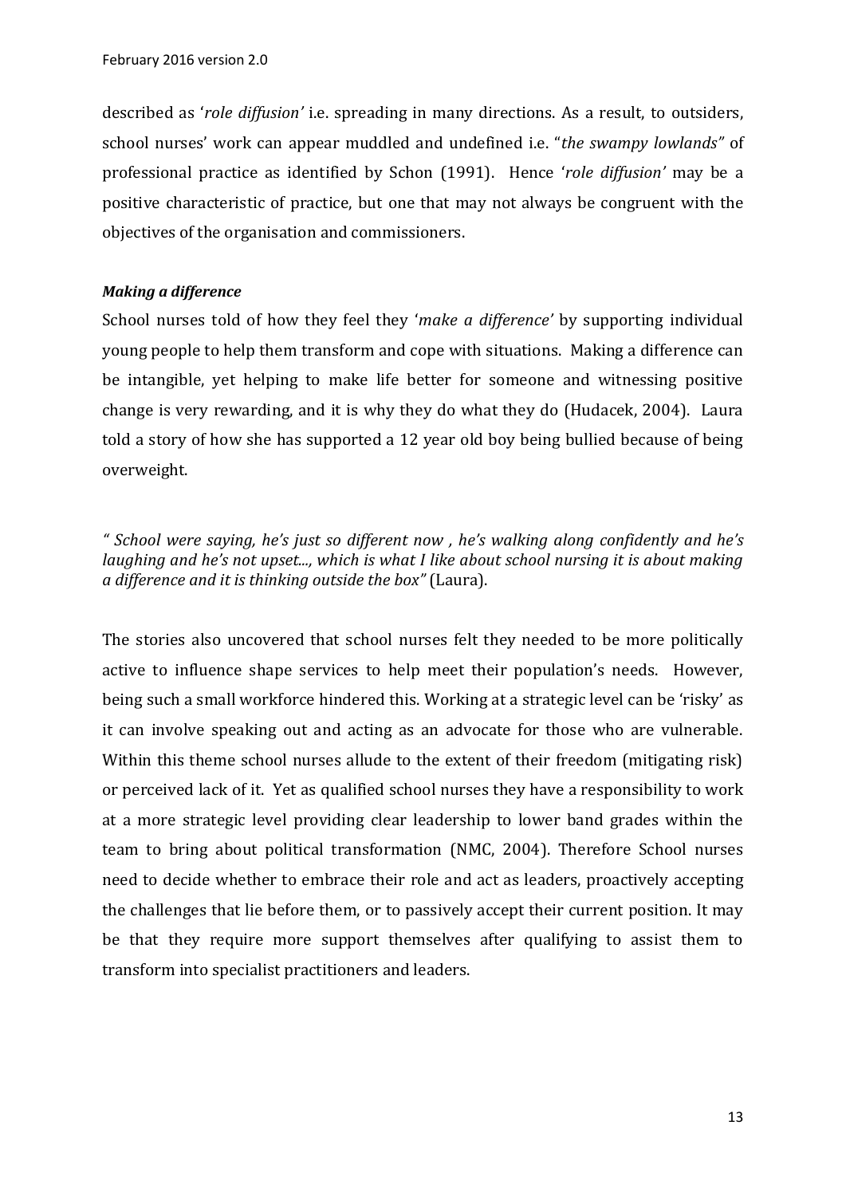described as '*role diffusion*' i.e. spreading in many directions. As a result, to outsiders, school nurses' work can appear muddled and undefined i.e. "*the swampy lowlands"* of professional practice as identified by Schon (1991). Hence '*role diffusion'* may be a positive characteristic of practice, but one that may not always be congruent with the objectives of the organisation and commissioners.

***Making a difference***

School nurses told of how they feel they '*make a difference'* by supporting individual young people to help them transform and cope with situations. Making a difference can be intangible, yet helping to make life better for someone and witnessing positive change is very rewarding, and it is why they do what they do (Hudacek, 2004). Laura told a story of how she has supported a 12 year old boy being bullied because of being overweight.

*" School were saying, he's just so different now , he's walking along confidently and he's laughing and he's not upset..., which is what I like about school nursing it is about making a difference and it is thinking outside the box"* (Laura).

The stories also uncovered that school nurses felt they needed to be more politically active to influence shape services to help meet their population's needs. However, being such a small workforce hindered this. Working at a strategic level can be 'risky' as it can involve speaking out and acting as an advocate for those who are vulnerable. Within this theme school nurses allude to the extent of their freedom (mitigating risk) or perceived lack of it. Yet as qualified school nurses they have a responsibility to work at a more strategic level providing clear leadership to lower band grades within the team to bring about political transformation (NMC, 2004). Therefore School nurses need to decide whether to embrace their role and act as leaders, proactively accepting the challenges that lie before them, or to passively accept their current position. It may be that they require more support themselves after qualifying to assist them to transform into specialist practitioners and leaders.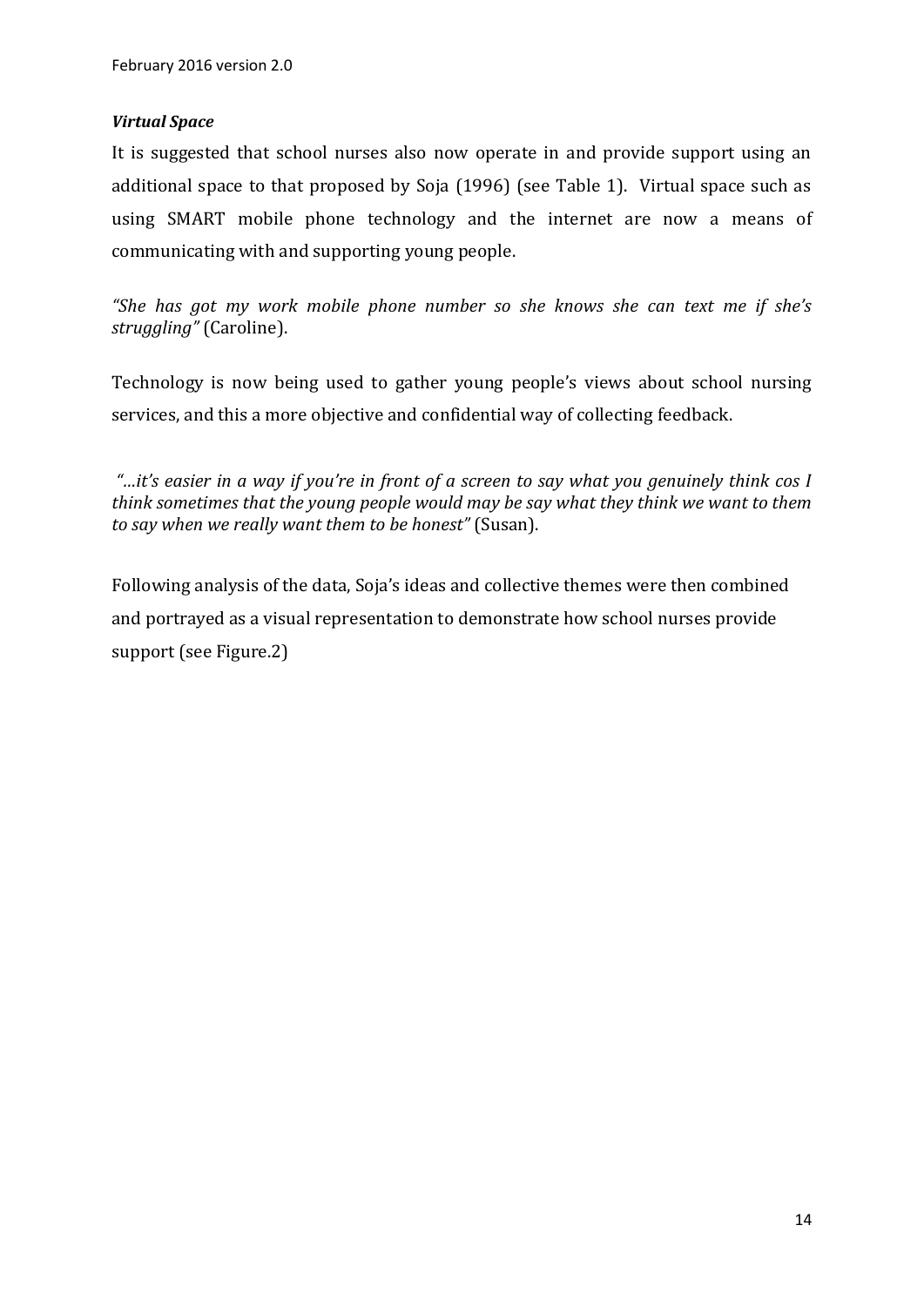***Virtual Space***

It is suggested that school nurses also now operate in and provide support using an additional space to that proposed by Soja (1996) (see Table 1). Virtual space such as using SMART mobile phone technology and the internet are now a means of communicating with and supporting young people.

*"She has got my work mobile phone number so she knows she can text me if she's struggling"* (Caroline).

Technology is now being used to gather young people's views about school nursing services, and this a more objective and confidential way of collecting feedback.

*"…it's easier in a way if you're in front of a screen to say what you genuinely think cos I think sometimes that the young people would may be say what they think we want to them to say when we really want them to be honest"* (Susan).

Following analysis of the data, Soja's ideas and collective themes were then combined and portrayed as a visual representation to demonstrate how school nurses provide support (see Figure.2)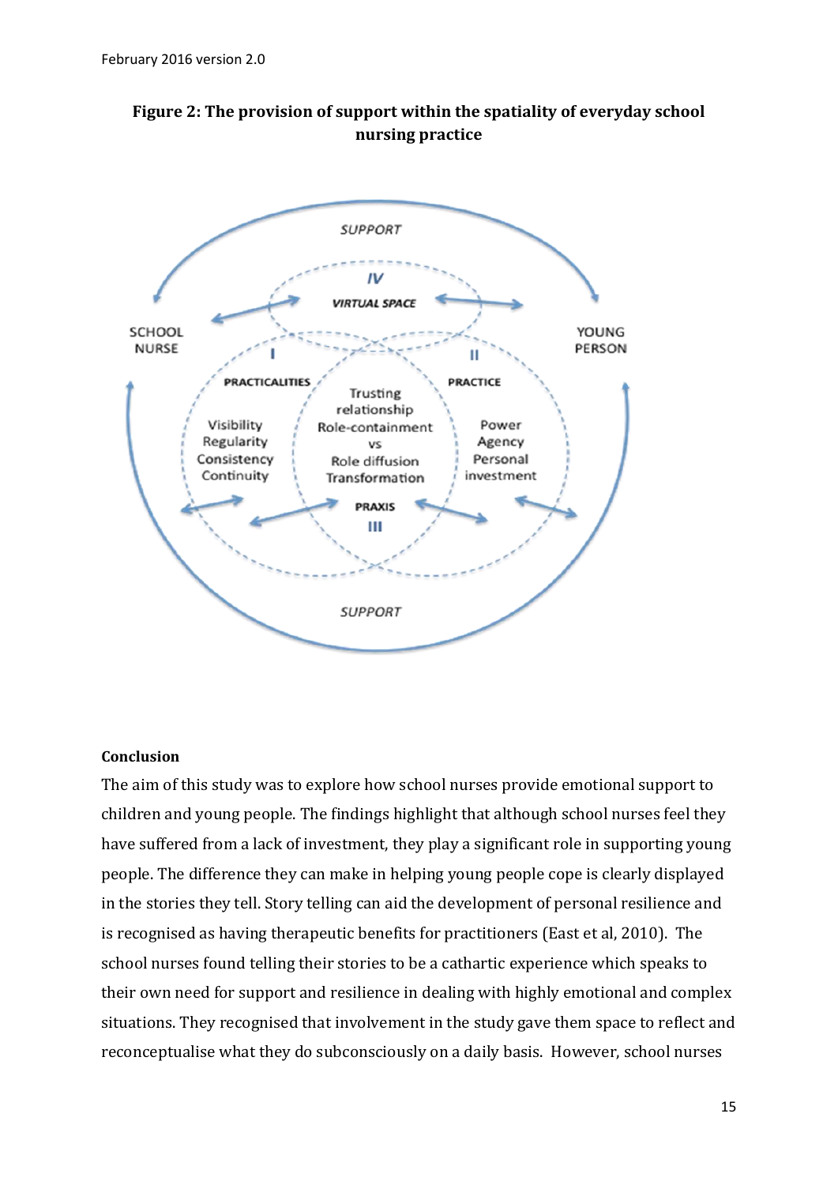**Figure 2: The provision of support within the spatiality of everyday school nursing practice**

**Conclusion**

The aim of this study was to explore how school nurses provide emotional support to children and young people. The findings highlight that although school nurses feel they have suffered from a lack of investment, they play a significant role in supporting young people. The difference they can make in helping young people cope is clearly displayed in the stories they tell. Story telling can aid the development of personal resilience and is recognised as having therapeutic benefits for practitioners (East et al, 2010). The school nurses found telling their stories to be a cathartic experience which speaks to their own need for support and resilience in dealing with highly emotional and complex situations. They recognised that involvement in the study gave them space to reflect and reconceptualise what they do subconsciously on a daily basis. However, school nurses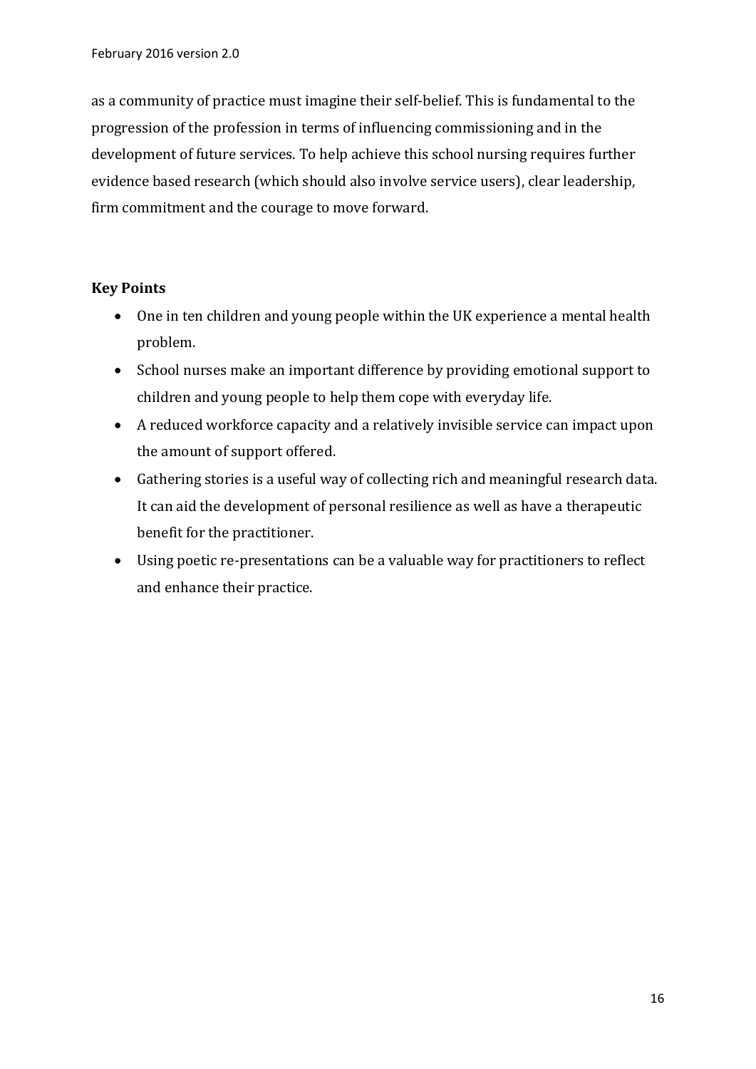as a community of practice must imagine their self-belief. This is fundamental to the progression of the profession in terms of influencing commissioning and in the development of future services. To help achieve this school nursing requires further evidence based research (which should also involve service users), clear leadership, firm commitment and the courage to move forward.

## Key Points

- One in ten children and young people within the UK experience a mental health problem.
- School nurses make an important difference by providing emotional support to children and young people to help them cope with everyday life.
- A reduced workforce capacity and a relatively invisible service can impact upon the amount of support offered.
- Gathering stories is a useful way of collecting rich and meaningful research data. It can aid the development of personal resilience as well as have a therapeutic benefit for the practitioner.
- Using poetic re-presentations can be a valuable way for practitioners to reflect and enhance their practice.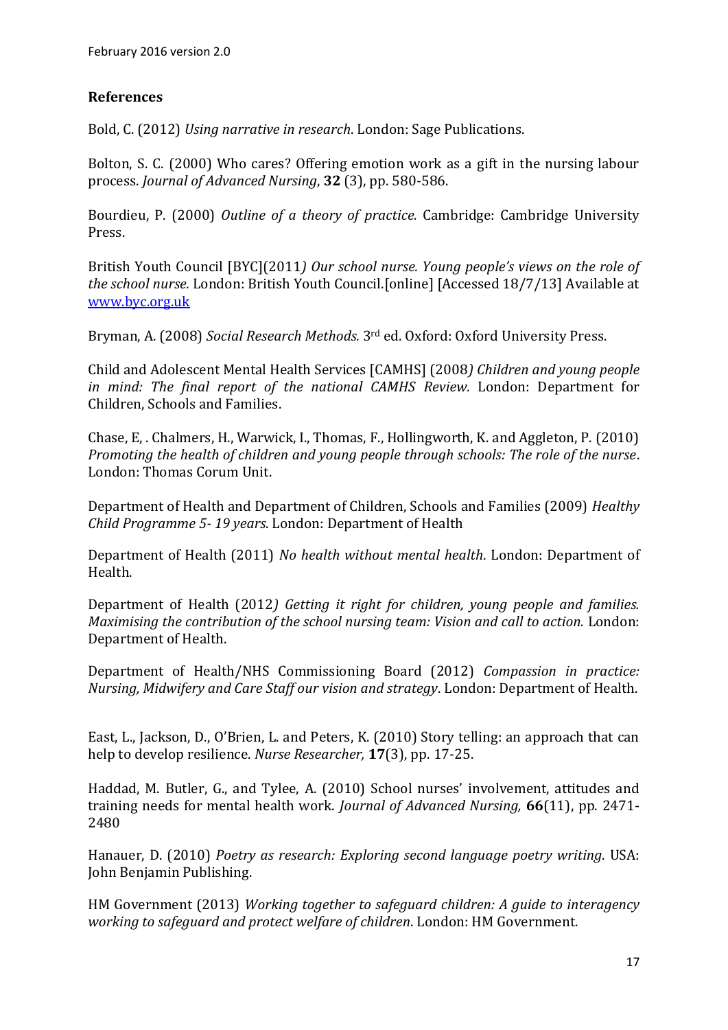**References**

Bold, C. (2012) *Using narrative in research*. London: Sage Publications.

Bolton, S. C. (2000) Who cares? Offering emotion work as a gift in the nursing labour process. *Journal of Advanced Nursing*, **32** (3), pp. 580-586.

Bourdieu, P. (2000) *Outline of a theory of practice.* Cambridge: Cambridge University Press.

British Youth Council [BYC](2011*) Our school nurse. Young people's views on the role of the school nurse.* London: British Youth Council.[online] [Accessed 18/7/13] Available at [www.byc.org.uk](www.byc.org.uk)

Bryman, A. (2008) *Social Research Methods.* 3rd ed. Oxford: Oxford University Press.

Child and Adolescent Mental Health Services [CAMHS] (2008*) Children and young people in mind: The final report of the national CAMHS Review.* London: Department for Children, Schools and Families.

Chase, E, . Chalmers, H., Warwick, I., Thomas, F., Hollingworth, K. and Aggleton, P. (2010) *Promoting the health of children and young people through schools: The role of the nurse*. London: Thomas Corum Unit.

Department of Health and Department of Children, Schools and Families (2009) *Healthy Child Programme 5- 19 years*. London: Department of Health

Department of Health (2011) *No health without mental health*. London: Department of Health.

Department of Health (2012*) Getting it right for children, young people and families. Maximising the contribution of the school nursing team: Vision and call to action.* London: Department of Health.

Department of Health/NHS Commissioning Board (2012) *Compassion in practice: Nursing, Midwifery and Care Staff our vision and strategy*. London: Department of Health.

East, L., Jackson, D., O'Brien, L. and Peters, K. (2010) Story telling: an approach that can help to develop resilience. *Nurse Researcher,* **17**(3), pp. 17-25.

Haddad, M. Butler, G., and Tylee, A. (2010) School nurses' involvement, attitudes and training needs for mental health work. *Journal of Advanced Nursing,* **66**(11), pp. 2471-2480

Hanauer, D. (2010) *Poetry as research: Exploring second language poetry writing*. USA: John Benjamin Publishing.

HM Government (2013) *Working together to safeguard children: A guide to interagency working to safeguard and protect welfare of children*. London: HM Government.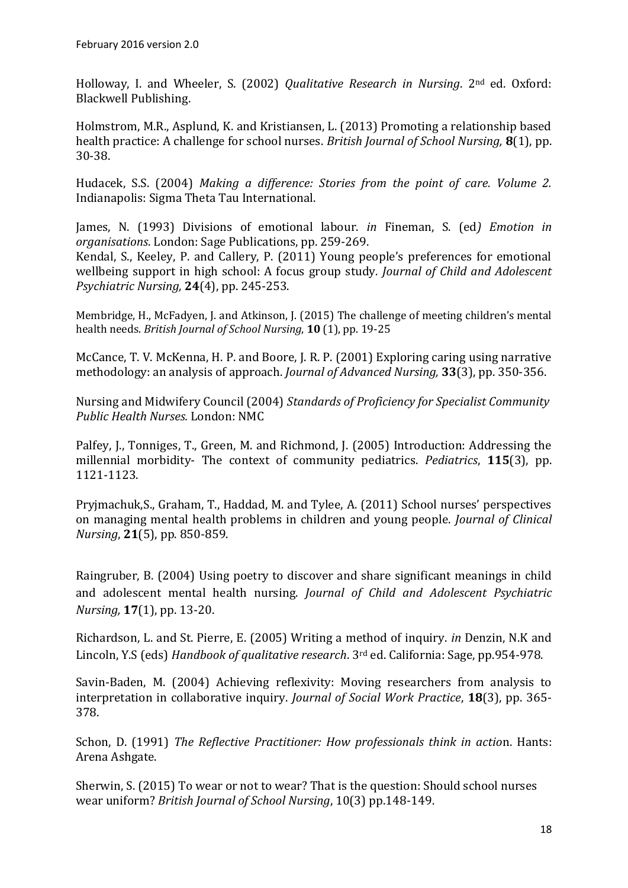Holloway, I. and Wheeler, S. (2002) *Qualitative Research in Nursing*. 2nd ed. Oxford: Blackwell Publishing.

Holmstrom, M.R., Asplund, K. and Kristiansen, L. (2013) Promoting a relationship based health practice: A challenge for school nurses. *British Journal of School Nursing,* **8**(1), pp. 30-38.

Hudacek, S.S. (2004) *Making a difference: Stories from the point of care. Volume 2.* Indianapolis: Sigma Theta Tau International.

James, N. (1993) Divisions of emotional labour. *in* Fineman, S. (ed*) Emotion in organisations.* London: Sage Publications, pp. 259-269.

Kendal, S., Keeley, P. and Callery, P. (2011) Young people's preferences for emotional wellbeing support in high school: A focus group study*. Journal of Child and Adolescent Psychiatric Nursing,* **24**(4), pp. 245-253.

Membridge, H., McFadyen, J. and Atkinson, J. (2015) The challenge of meeting children's mental health needs. *British Journal of School Nursing*, **10** (1), pp. 19-25

McCance, T. V. McKenna, H. P. and Boore, J. R. P. (2001) Exploring caring using narrative methodology: an analysis of approach. *Journal of Advanced Nursing,* **33**(3), pp. 350-356.

Nursing and Midwifery Council (2004) *Standards of Proficiency for Specialist Community Public Health Nurses.* London: NMC

Palfey, J., Tonniges, T., Green, M. and Richmond, J. (2005) Introduction: Addressing the millennial morbidity- The context of community pediatrics. *Pediatrics*, **115**(3), pp. 1121-1123.

Pryjmachuk,S., Graham, T., Haddad, M. and Tylee, A. (2011) School nurses' perspectives on managing mental health problems in children and young people. *Journal of Clinical Nursing*, **21**(5), pp. 850-859.

Raingruber, B. (2004) Using poetry to discover and share significant meanings in child and adolescent mental health nursing. *Journal of Child and Adolescent Psychiatric Nursing,* **17**(1), pp. 13-20.

Richardson, L. and St. Pierre, E. (2005) Writing a method of inquiry. *in* Denzin, N.K and Lincoln, Y.S (eds) *Handbook of qualitative research*. 3rd ed. California: Sage, pp.954-978.

Savin-Baden, M. (2004) Achieving reflexivity: Moving researchers from analysis to interpretation in collaborative inquiry. *Journal of Social Work Practice*, **18**(3), pp. 365-378.

Schon, D. (1991) *The Reflective Practitioner: How professionals think in actio*n. Hants: Arena Ashgate.

Sherwin, S. (2015) To wear or not to wear? That is the question: Should school nurses wear uniform? *British Journal of School Nursing*, 10(3) pp.148-149.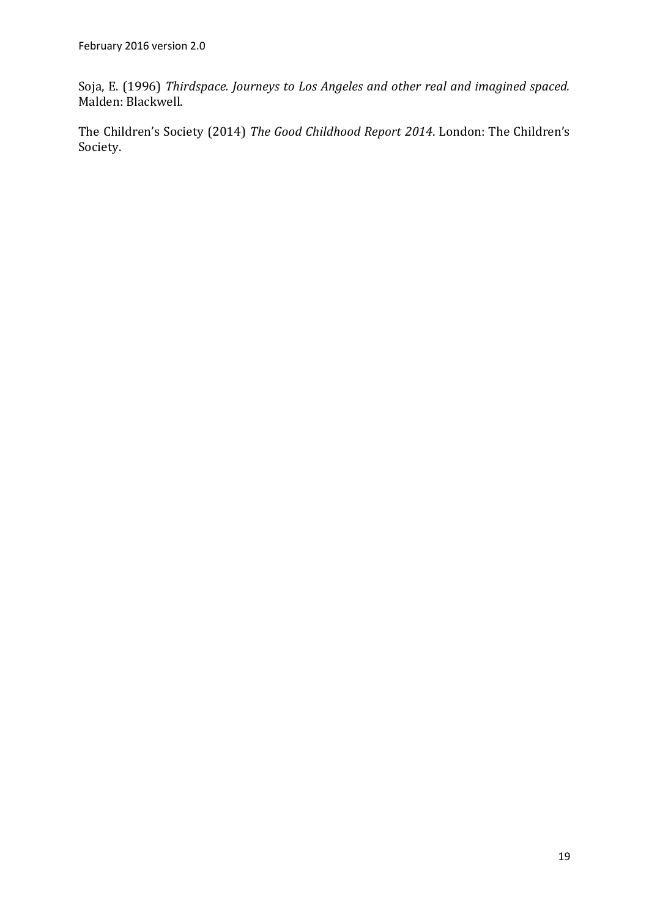Soja, E. (1996) *Thirdspace. Journeys to Los Angeles and other real and imagined spaced.* Malden: Blackwell.

The Children's Society (2014) *The Good Childhood Report 2014*. London: The Children's Society.